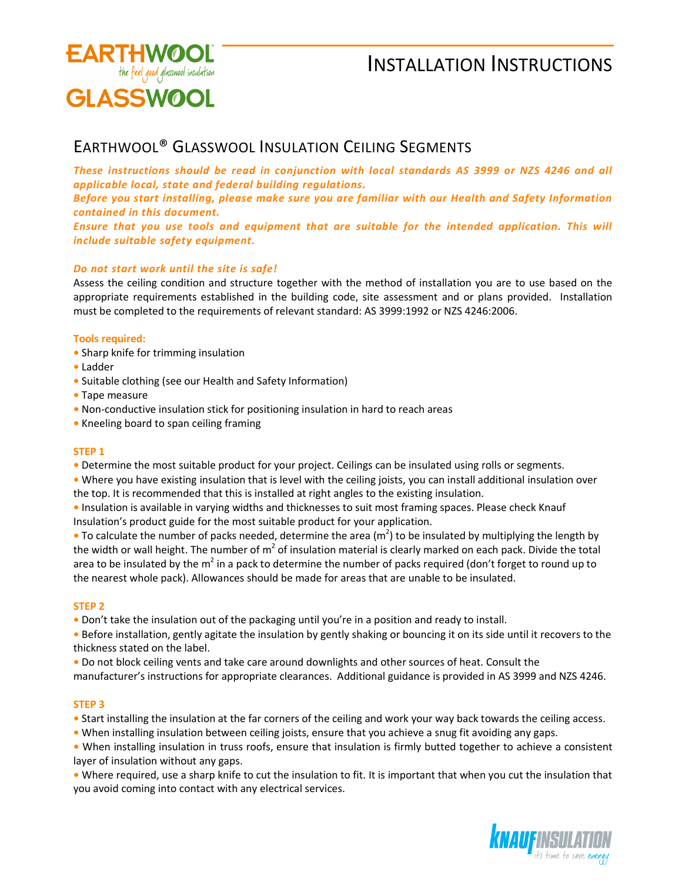# Installation Instructions

## Earthwool® Glasswool Insulation Ceiling Segments

***These instructions should be read in conjunction with local standards AS 3999 or NZS 4246 and all applicable local, state and federal building regulations.***

***Before you start installing, please make sure you are familiar with our Health and Safety Information contained in this document.***

***Ensure that you use tools and equipment that are suitable for the intended application. This will include suitable safety equipment.***

***Do not start work until the site is safe!***

Assess the ceiling condition and structure together with the method of installation you are to use based on the appropriate requirements established in the building code, site assessment and or plans provided. Installation must be completed to the requirements of relevant standard: AS 3999:1992 or NZS 4246:2006.

**Tools required:**

- Sharp knife for trimming insulation
- Ladder
- Suitable clothing (see our Health and Safety Information)
- Tape measure
- Non-conductive insulation stick for positioning insulation in hard to reach areas
- Kneeling board to span ceiling framing

**STEP 1**

- Determine the most suitable product for your project. Ceilings can be insulated using rolls or segments.
- Where you have existing insulation that is level with the ceiling joists, you can install additional insulation over the top. It is recommended that this is installed at right angles to the existing insulation.
- Insulation is available in varying widths and thicknesses to suit most framing spaces. Please check Knauf Insulation's product guide for the most suitable product for your application.
- To calculate the number of packs needed, determine the area ($m^2$) to be insulated by multiplying the length by the width or wall height. The number of $m^2$ of insulation material is clearly marked on each pack. Divide the total area to be insulated by the $m^2$ in a pack to determine the number of packs required (don't forget to round up to the nearest whole pack). Allowances should be made for areas that are unable to be insulated.

**STEP 2**

- Don't take the insulation out of the packaging until you're in a position and ready to install.
- Before installation, gently agitate the insulation by gently shaking or bouncing it on its side until it recovers to the thickness stated on the label.
- Do not block ceiling vents and take care around downlights and other sources of heat. Consult the manufacturer's instructions for appropriate clearances. Additional guidance is provided in AS 3999 and NZS 4246.

**STEP 3**

- Start installing the insulation at the far corners of the ceiling and work your way back towards the ceiling access.
- When installing insulation between ceiling joists, ensure that you achieve a snug fit avoiding any gaps.
- When installing insulation in truss roofs, ensure that insulation is firmly butted together to achieve a consistent layer of insulation without any gaps.
- Where required, use a sharp knife to cut the insulation to fit. It is important that when you cut the insulation that you avoid coming into contact with any electrical services.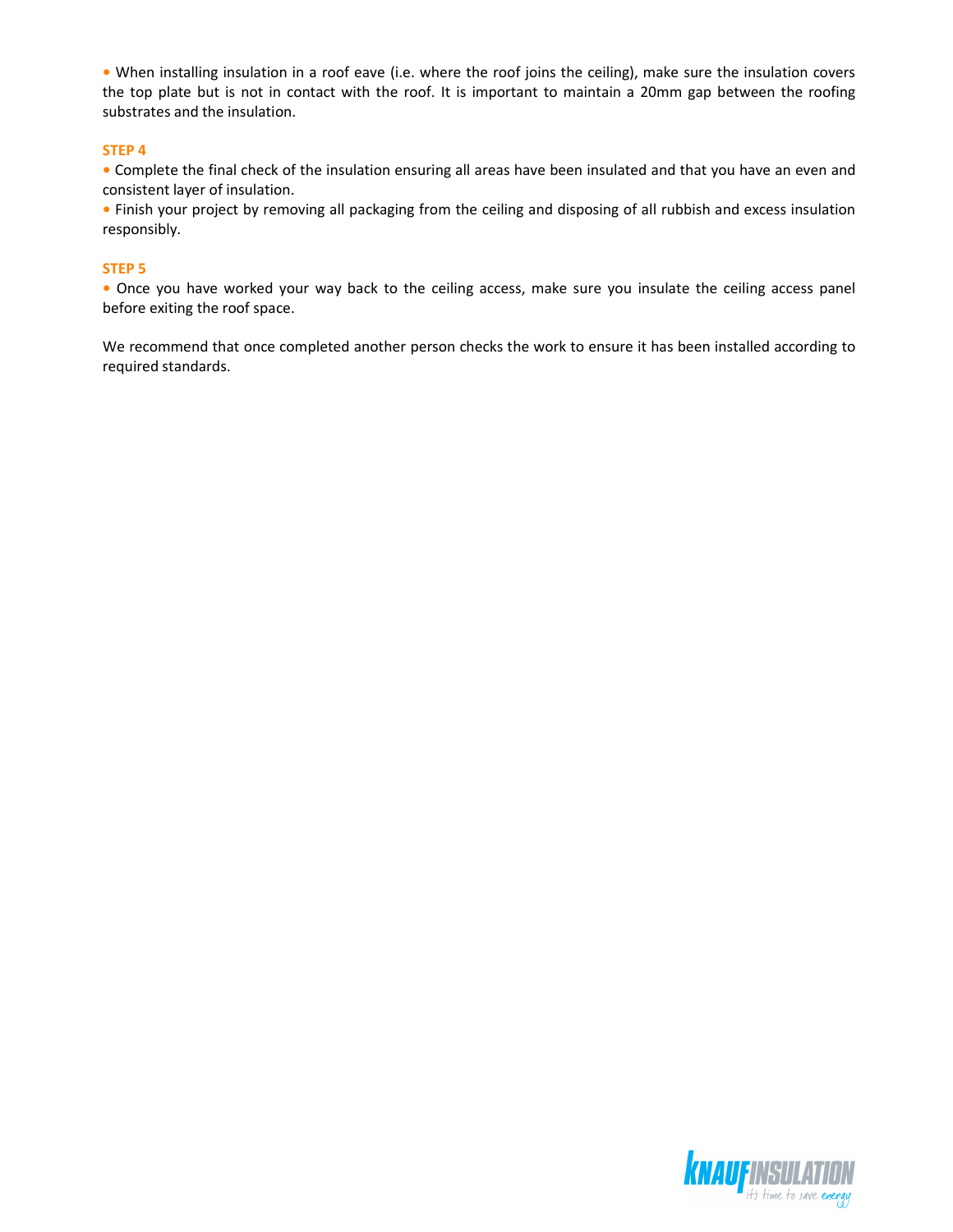- When installing insulation in a roof eave (i.e. where the roof joins the ceiling), make sure the insulation covers the top plate but is not in contact with the roof. It is important to maintain a 20mm gap between the roofing substrates and the insulation.

**STEP 4**

- Complete the final check of the insulation ensuring all areas have been insulated and that you have an even and consistent layer of insulation.
- Finish your project by removing all packaging from the ceiling and disposing of all rubbish and excess insulation responsibly.

**STEP 5**

- Once you have worked your way back to the ceiling access, make sure you insulate the ceiling access panel before exiting the roof space.

We recommend that once completed another person checks the work to ensure it has been installed according to required standards.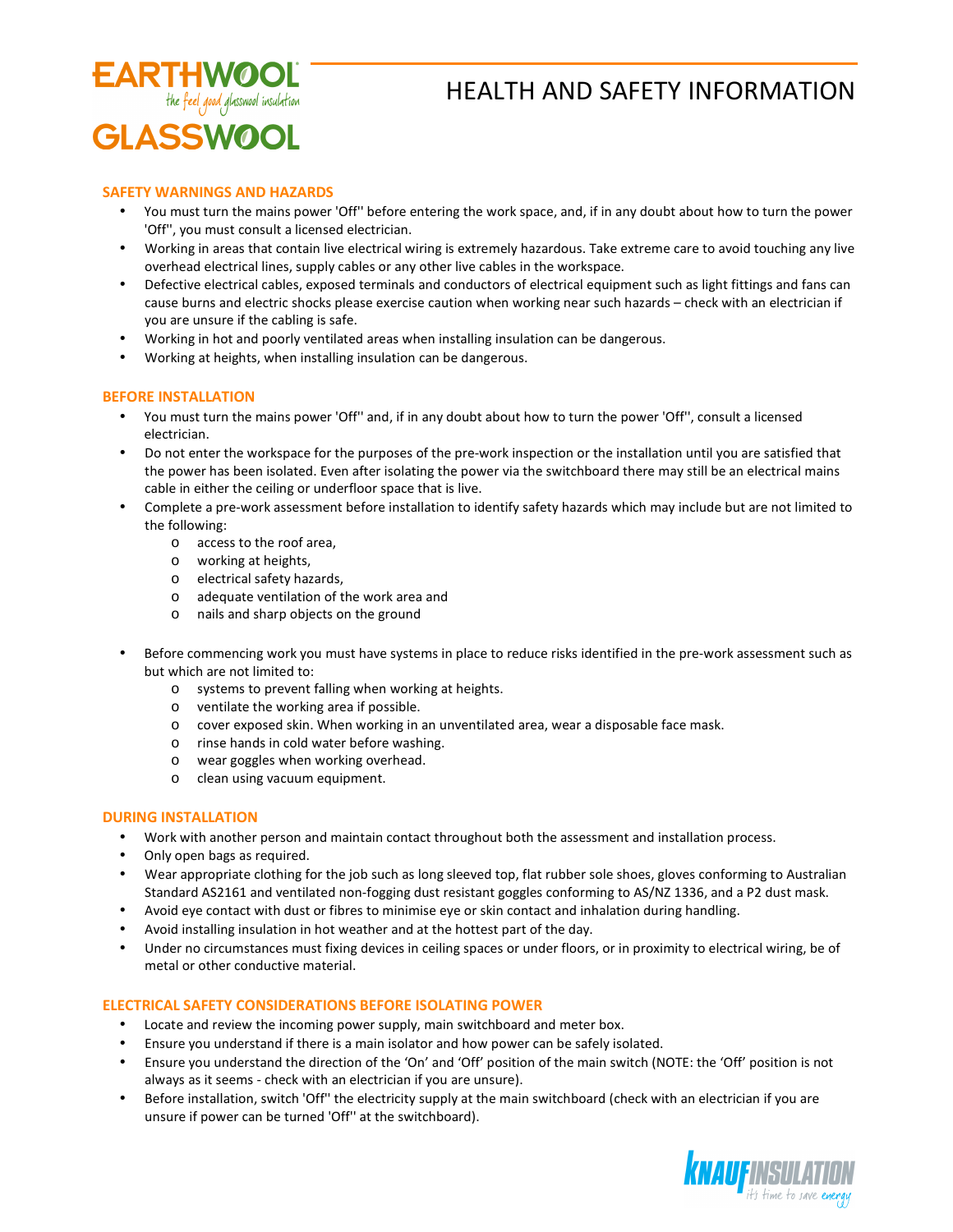EARTHWOOL
the feel good glasswool insulation
GLASSWOOL

# HEALTH AND SAFETY INFORMATION

## SAFETY WARNINGS AND HAZARDS

- You must turn the mains power 'Off'' before entering the work space, and, if in any doubt about how to turn the power 'Off'', you must consult a licensed electrician.
- Working in areas that contain live electrical wiring is extremely hazardous. Take extreme care to avoid touching any live overhead electrical lines, supply cables or any other live cables in the workspace.
- Defective electrical cables, exposed terminals and conductors of electrical equipment such as light fittings and fans can cause burns and electric shocks please exercise caution when working near such hazards – check with an electrician if you are unsure if the cabling is safe.
- Working in hot and poorly ventilated areas when installing insulation can be dangerous.
- Working at heights, when installing insulation can be dangerous.

## BEFORE INSTALLATION

- You must turn the mains power 'Off'' and, if in any doubt about how to turn the power 'Off'', consult a licensed electrician.
- Do not enter the workspace for the purposes of the pre-work inspection or the installation until you are satisfied that the power has been isolated. Even after isolating the power via the switchboard there may still be an electrical mains cable in either the ceiling or underfloor space that is live.
- Complete a pre-work assessment before installation to identify safety hazards which may include but are not limited to the following:
  - access to the roof area,
  - working at heights,
  - electrical safety hazards,
  - adequate ventilation of the work area and
  - nails and sharp objects on the ground
- Before commencing work you must have systems in place to reduce risks identified in the pre-work assessment such as but which are not limited to:
  - systems to prevent falling when working at heights.
  - ventilate the working area if possible.
  - cover exposed skin. When working in an unventilated area, wear a disposable face mask.
  - rinse hands in cold water before washing.
  - wear goggles when working overhead.
  - clean using vacuum equipment.

## DURING INSTALLATION

- Work with another person and maintain contact throughout both the assessment and installation process.
- Only open bags as required.
- Wear appropriate clothing for the job such as long sleeved top, flat rubber sole shoes, gloves conforming to Australian Standard AS2161 and ventilated non-fogging dust resistant goggles conforming to AS/NZ 1336, and a P2 dust mask.
- Avoid eye contact with dust or fibres to minimise eye or skin contact and inhalation during handling.
- Avoid installing insulation in hot weather and at the hottest part of the day.
- Under no circumstances must fixing devices in ceiling spaces or under floors, or in proximity to electrical wiring, be of metal or other conductive material.

## ELECTRICAL SAFETY CONSIDERATIONS BEFORE ISOLATING POWER

- Locate and review the incoming power supply, main switchboard and meter box.
- Ensure you understand if there is a main isolator and how power can be safely isolated.
- Ensure you understand the direction of the 'On' and 'Off' position of the main switch (NOTE: the 'Off' position is not always as it seems - check with an electrician if you are unsure).
- Before installation, switch 'Off'' the electricity supply at the main switchboard (check with an electrician if you are unsure if power can be turned 'Off'' at the switchboard).

KNAUF INSULATION
it's time to save energy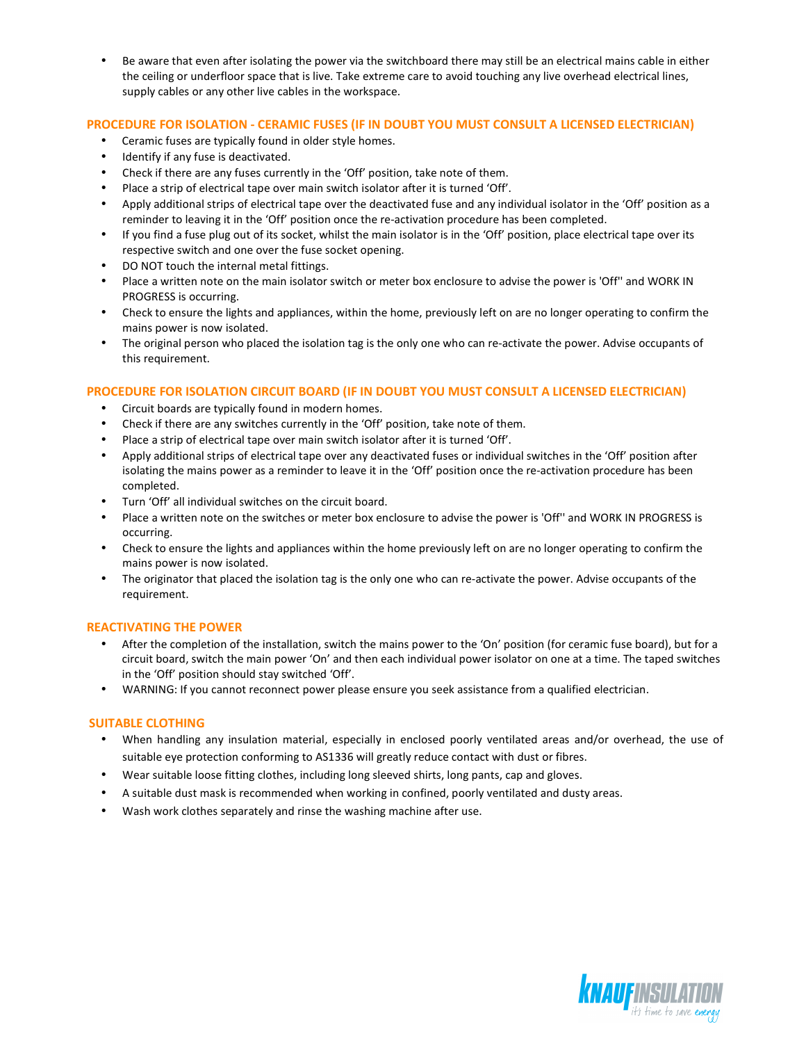- Be aware that even after isolating the power via the switchboard there may still be an electrical mains cable in either the ceiling or underfloor space that is live. Take extreme care to avoid touching any live overhead electrical lines, supply cables or any other live cables in the workspace.

## PROCEDURE FOR ISOLATION - CERAMIC FUSES (IF IN DOUBT YOU MUST CONSULT A LICENSED ELECTRICIAN)

- Ceramic fuses are typically found in older style homes.
- Identify if any fuse is deactivated.
- Check if there are any fuses currently in the 'Off' position, take note of them.
- Place a strip of electrical tape over main switch isolator after it is turned 'Off'.
- Apply additional strips of electrical tape over the deactivated fuse and any individual isolator in the 'Off' position as a reminder to leaving it in the 'Off' position once the re-activation procedure has been completed.
- If you find a fuse plug out of its socket, whilst the main isolator is in the 'Off' position, place electrical tape over its respective switch and one over the fuse socket opening.
- DO NOT touch the internal metal fittings.
- Place a written note on the main isolator switch or meter box enclosure to advise the power is 'Off'' and WORK IN PROGRESS is occurring.
- Check to ensure the lights and appliances, within the home, previously left on are no longer operating to confirm the mains power is now isolated.
- The original person who placed the isolation tag is the only one who can re-activate the power. Advise occupants of this requirement.

## PROCEDURE FOR ISOLATION CIRCUIT BOARD (IF IN DOUBT YOU MUST CONSULT A LICENSED ELECTRICIAN)

- Circuit boards are typically found in modern homes.
- Check if there are any switches currently in the 'Off' position, take note of them.
- Place a strip of electrical tape over main switch isolator after it is turned 'Off'.
- Apply additional strips of electrical tape over any deactivated fuses or individual switches in the 'Off' position after isolating the mains power as a reminder to leave it in the 'Off' position once the re-activation procedure has been completed.
- Turn 'Off' all individual switches on the circuit board.
- Place a written note on the switches or meter box enclosure to advise the power is 'Off'' and WORK IN PROGRESS is occurring.
- Check to ensure the lights and appliances within the home previously left on are no longer operating to confirm the mains power is now isolated.
- The originator that placed the isolation tag is the only one who can re-activate the power. Advise occupants of the requirement.

## REACTIVATING THE POWER

- After the completion of the installation, switch the mains power to the 'On' position (for ceramic fuse board), but for a circuit board, switch the main power 'On' and then each individual power isolator on one at a time. The taped switches in the 'Off' position should stay switched 'Off'.
- WARNING: If you cannot reconnect power please ensure you seek assistance from a qualified electrician.

## SUITABLE CLOTHING

- When handling any insulation material, especially in enclosed poorly ventilated areas and/or overhead, the use of suitable eye protection conforming to AS1336 will greatly reduce contact with dust or fibres.
- Wear suitable loose fitting clothes, including long sleeved shirts, long pants, cap and gloves.
- A suitable dust mask is recommended when working in confined, poorly ventilated and dusty areas.
- Wash work clothes separately and rinse the washing machine after use.